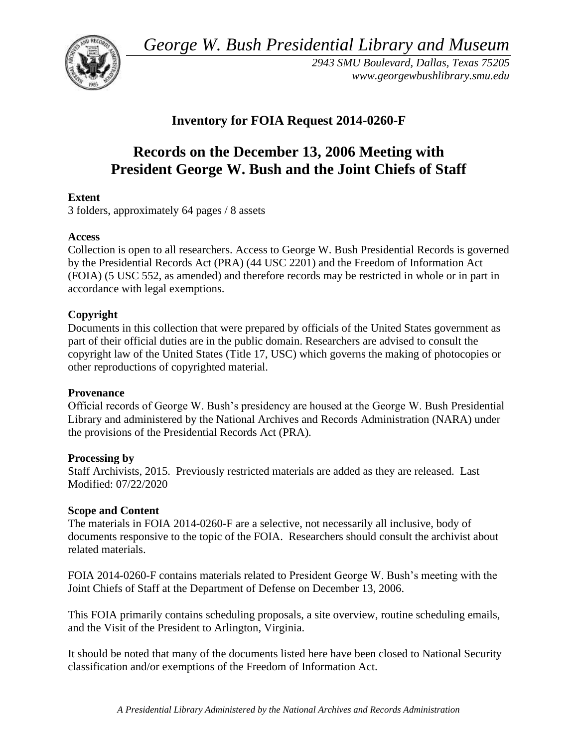*George W. Bush Presidential Library and Museum*

*2943 SMU Boulevard, Dallas, Texas 75205*
*www.georgewbushlibrary.smu.edu*

## Inventory for FOIA Request 2014-0260-F

# Records on the December 13, 2006 Meeting with President George W. Bush and the Joint Chiefs of Staff

**Extent**
3 folders, approximately 64 pages / 8 assets

**Access**
Collection is open to all researchers. Access to George W. Bush Presidential Records is governed by the Presidential Records Act (PRA) (44 USC 2201) and the Freedom of Information Act (FOIA) (5 USC 552, as amended) and therefore records may be restricted in whole or in part in accordance with legal exemptions.

**Copyright**
Documents in this collection that were prepared by officials of the United States government as part of their official duties are in the public domain. Researchers are advised to consult the copyright law of the United States (Title 17, USC) which governs the making of photocopies or other reproductions of copyrighted material.

**Provenance**
Official records of George W. Bush's presidency are housed at the George W. Bush Presidential Library and administered by the National Archives and Records Administration (NARA) under the provisions of the Presidential Records Act (PRA).

**Processing by**
Staff Archivists, 2015. Previously restricted materials are added as they are released. Last Modified: 07/22/2020

**Scope and Content**
The materials in FOIA 2014-0260-F are a selective, not necessarily all inclusive, body of documents responsive to the topic of the FOIA. Researchers should consult the archivist about related materials.

FOIA 2014-0260-F contains materials related to President George W. Bush's meeting with the Joint Chiefs of Staff at the Department of Defense on December 13, 2006.

This FOIA primarily contains scheduling proposals, a site overview, routine scheduling emails, and the Visit of the President to Arlington, Virginia.

It should be noted that many of the documents listed here have been closed to National Security classification and/or exemptions of the Freedom of Information Act.

*A Presidential Library Administered by the National Archives and Records Administration*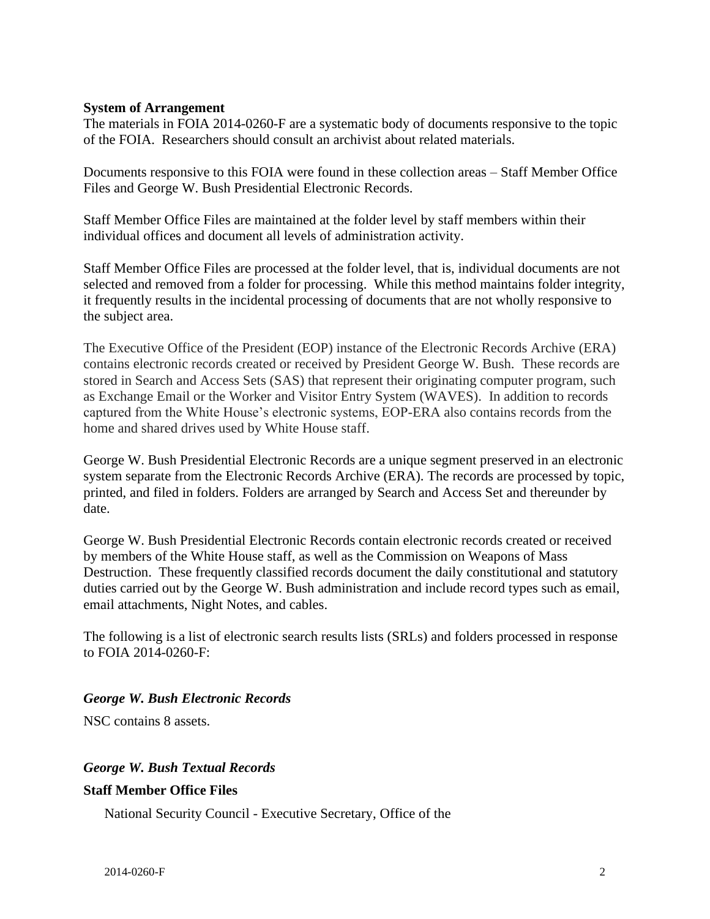**System of Arrangement**

The materials in FOIA 2014-0260-F are a systematic body of documents responsive to the topic of the FOIA. Researchers should consult an archivist about related materials.

Documents responsive to this FOIA were found in these collection areas – Staff Member Office Files and George W. Bush Presidential Electronic Records.

Staff Member Office Files are maintained at the folder level by staff members within their individual offices and document all levels of administration activity.

Staff Member Office Files are processed at the folder level, that is, individual documents are not selected and removed from a folder for processing. While this method maintains folder integrity, it frequently results in the incidental processing of documents that are not wholly responsive to the subject area.

The Executive Office of the President (EOP) instance of the Electronic Records Archive (ERA) contains electronic records created or received by President George W. Bush. These records are stored in Search and Access Sets (SAS) that represent their originating computer program, such as Exchange Email or the Worker and Visitor Entry System (WAVES). In addition to records captured from the White House's electronic systems, EOP-ERA also contains records from the home and shared drives used by White House staff.

George W. Bush Presidential Electronic Records are a unique segment preserved in an electronic system separate from the Electronic Records Archive (ERA). The records are processed by topic, printed, and filed in folders. Folders are arranged by Search and Access Set and thereunder by date.

George W. Bush Presidential Electronic Records contain electronic records created or received by members of the White House staff, as well as the Commission on Weapons of Mass Destruction. These frequently classified records document the daily constitutional and statutory duties carried out by the George W. Bush administration and include record types such as email, email attachments, Night Notes, and cables.

The following is a list of electronic search results lists (SRLs) and folders processed in response to FOIA 2014-0260-F:

***George W. Bush Electronic Records***

NSC contains 8 assets.

***George W. Bush Textual Records***

**Staff Member Office Files**

National Security Council - Executive Secretary, Office of the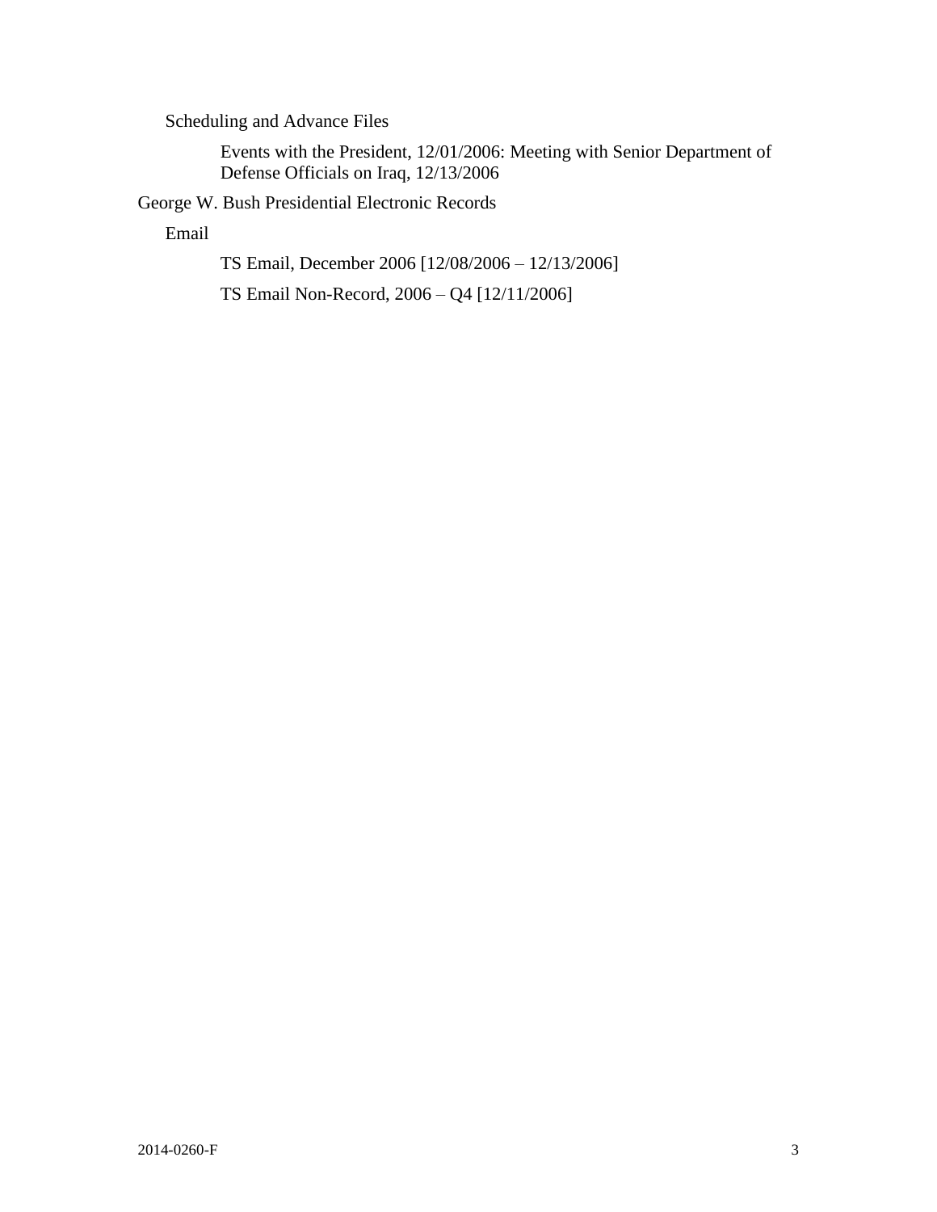Scheduling and Advance Files

Events with the President, 12/01/2006: Meeting with Senior Department of Defense Officials on Iraq, 12/13/2006

George W. Bush Presidential Electronic Records

Email

TS Email, December 2006 [12/08/2006 – 12/13/2006]

TS Email Non-Record, 2006 – Q4 [12/11/2006]

2014-0260-F